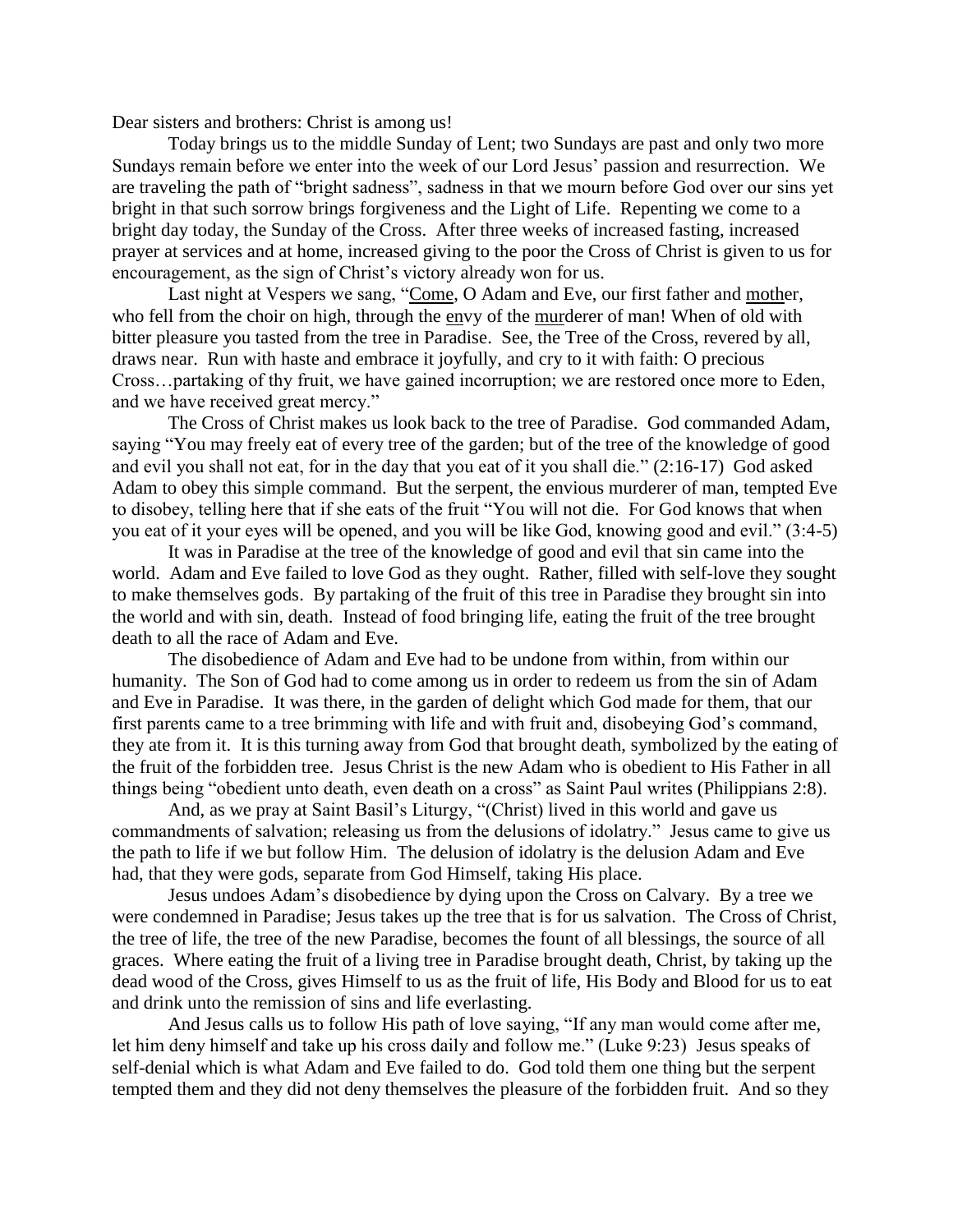Dear sisters and brothers: Christ is among us!

Today brings us to the middle Sunday of Lent; two Sundays are past and only two more Sundays remain before we enter into the week of our Lord Jesus' passion and resurrection. We are traveling the path of "bright sadness", sadness in that we mourn before God over our sins yet bright in that such sorrow brings forgiveness and the Light of Life. Repenting we come to a bright day today, the Sunday of the Cross. After three weeks of increased fasting, increased prayer at services and at home, increased giving to the poor the Cross of Christ is given to us for encouragement, as the sign of Christ's victory already won for us.

Last night at Vespers we sang, "Come, O Adam and Eve, our first father and mother, who fell from the choir on high, through the envy of the murderer of man! When of old with bitter pleasure you tasted from the tree in Paradise. See, the Tree of the Cross, revered by all, draws near. Run with haste and embrace it joyfully, and cry to it with faith: O precious Cross…partaking of thy fruit, we have gained incorruption; we are restored once more to Eden, and we have received great mercy."

The Cross of Christ makes us look back to the tree of Paradise. God commanded Adam, saying "You may freely eat of every tree of the garden; but of the tree of the knowledge of good and evil you shall not eat, for in the day that you eat of it you shall die." (2:16-17) God asked Adam to obey this simple command. But the serpent, the envious murderer of man, tempted Eve to disobey, telling here that if she eats of the fruit "You will not die. For God knows that when you eat of it your eyes will be opened, and you will be like God, knowing good and evil." (3:4-5)

It was in Paradise at the tree of the knowledge of good and evil that sin came into the world. Adam and Eve failed to love God as they ought. Rather, filled with self-love they sought to make themselves gods. By partaking of the fruit of this tree in Paradise they brought sin into the world and with sin, death. Instead of food bringing life, eating the fruit of the tree brought death to all the race of Adam and Eve.

The disobedience of Adam and Eve had to be undone from within, from within our humanity. The Son of God had to come among us in order to redeem us from the sin of Adam and Eve in Paradise. It was there, in the garden of delight which God made for them, that our first parents came to a tree brimming with life and with fruit and, disobeying God's command, they ate from it. It is this turning away from God that brought death, symbolized by the eating of the fruit of the forbidden tree. Jesus Christ is the new Adam who is obedient to His Father in all things being "obedient unto death, even death on a cross" as Saint Paul writes (Philippians 2:8).

And, as we pray at Saint Basil's Liturgy, "(Christ) lived in this world and gave us commandments of salvation; releasing us from the delusions of idolatry." Jesus came to give us the path to life if we but follow Him. The delusion of idolatry is the delusion Adam and Eve had, that they were gods, separate from God Himself, taking His place.

Jesus undoes Adam's disobedience by dying upon the Cross on Calvary. By a tree we were condemned in Paradise; Jesus takes up the tree that is for us salvation. The Cross of Christ, the tree of life, the tree of the new Paradise, becomes the fount of all blessings, the source of all graces. Where eating the fruit of a living tree in Paradise brought death, Christ, by taking up the dead wood of the Cross, gives Himself to us as the fruit of life, His Body and Blood for us to eat and drink unto the remission of sins and life everlasting.

And Jesus calls us to follow His path of love saying, "If any man would come after me, let him deny himself and take up his cross daily and follow me." (Luke 9:23) Jesus speaks of self-denial which is what Adam and Eve failed to do. God told them one thing but the serpent tempted them and they did not deny themselves the pleasure of the forbidden fruit. And so they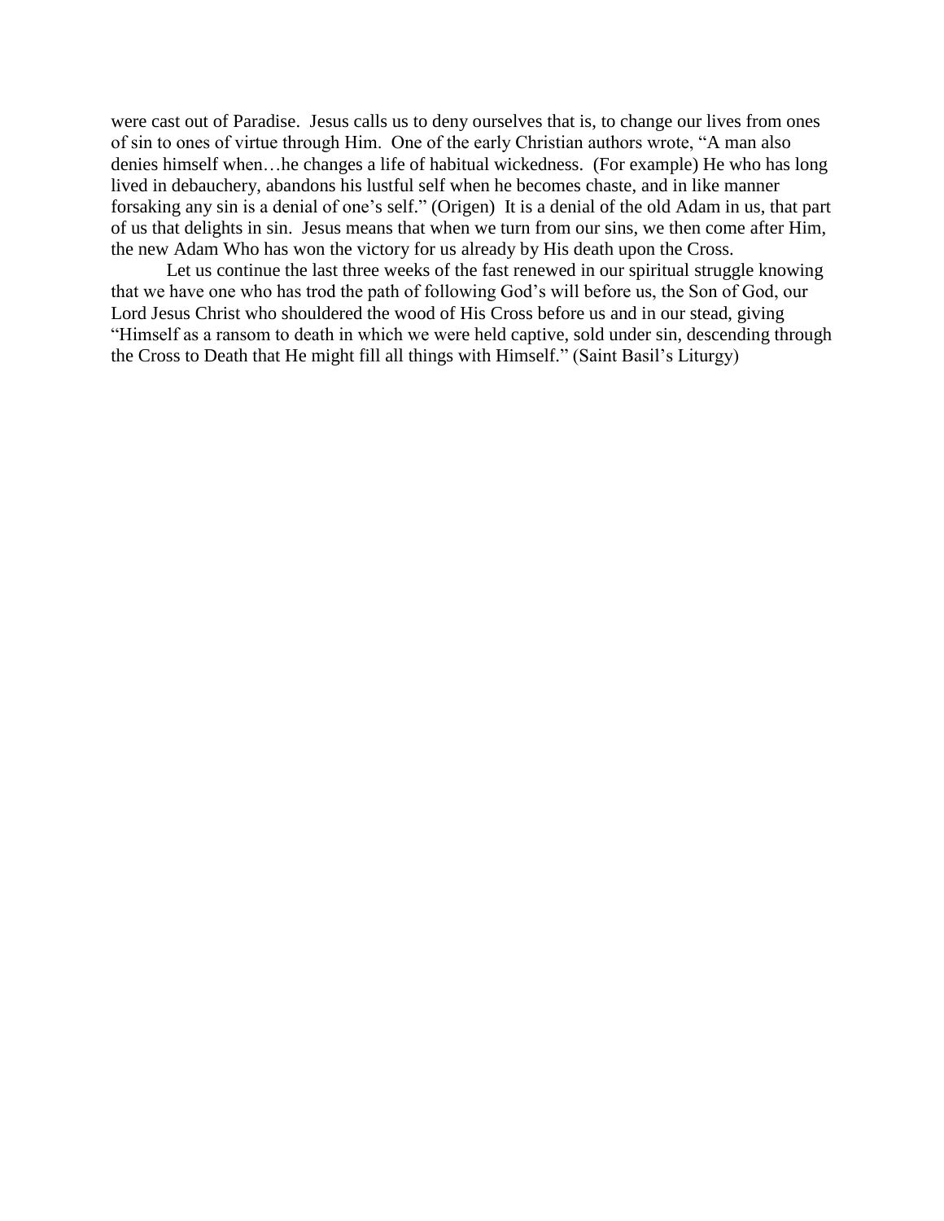were cast out of Paradise. Jesus calls us to deny ourselves that is, to change our lives from ones of sin to ones of virtue through Him. One of the early Christian authors wrote, "A man also denies himself when…he changes a life of habitual wickedness. (For example) He who has long lived in debauchery, abandons his lustful self when he becomes chaste, and in like manner forsaking any sin is a denial of one's self." (Origen) It is a denial of the old Adam in us, that part of us that delights in sin. Jesus means that when we turn from our sins, we then come after Him, the new Adam Who has won the victory for us already by His death upon the Cross.

Let us continue the last three weeks of the fast renewed in our spiritual struggle knowing that we have one who has trod the path of following God's will before us, the Son of God, our Lord Jesus Christ who shouldered the wood of His Cross before us and in our stead, giving "Himself as a ransom to death in which we were held captive, sold under sin, descending through the Cross to Death that He might fill all things with Himself." (Saint Basil's Liturgy)